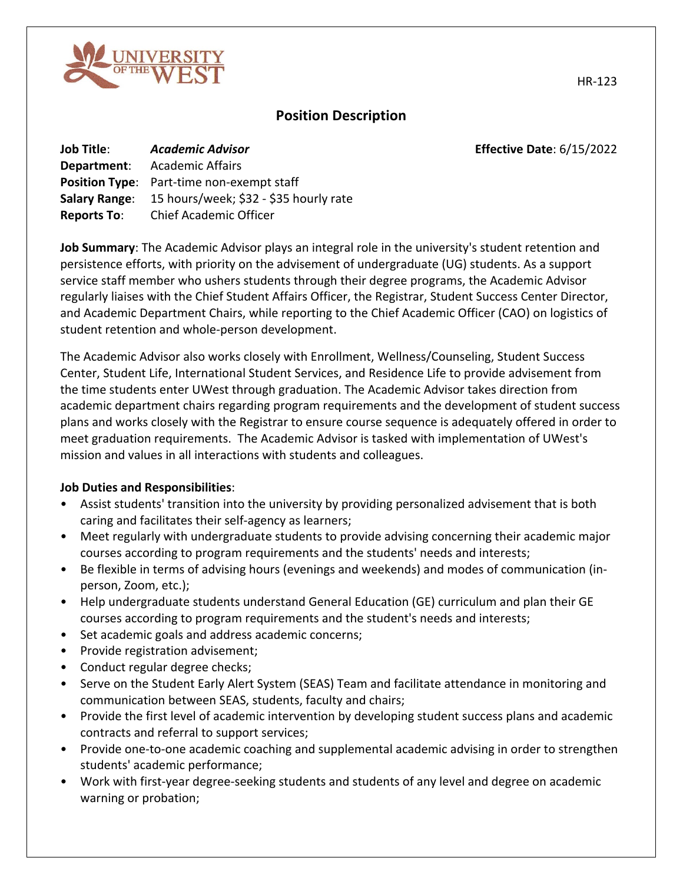HR-123

# Position Description

**Job Title**: ***Academic Advisor*** **Effective Date**: 6/15/2022
**Department**: Academic Affairs
**Position Type**: Part-time non-exempt staff
**Salary Range**: 15 hours/week; $32 - $35 hourly rate
**Reports To**: Chief Academic Officer

**Job Summary**: The Academic Advisor plays an integral role in the university's student retention and persistence efforts, with priority on the advisement of undergraduate (UG) students. As a support service staff member who ushers students through their degree programs, the Academic Advisor regularly liaises with the Chief Student Affairs Officer, the Registrar, Student Success Center Director, and Academic Department Chairs, while reporting to the Chief Academic Officer (CAO) on logistics of student retention and whole-person development.

The Academic Advisor also works closely with Enrollment, Wellness/Counseling, Student Success Center, Student Life, International Student Services, and Residence Life to provide advisement from the time students enter UWest through graduation. The Academic Advisor takes direction from academic department chairs regarding program requirements and the development of student success plans and works closely with the Registrar to ensure course sequence is adequately offered in order to meet graduation requirements. The Academic Advisor is tasked with implementation of UWest's mission and values in all interactions with students and colleagues.

**Job Duties and Responsibilities**:

- Assist students' transition into the university by providing personalized advisement that is both caring and facilitates their self-agency as learners;
- Meet regularly with undergraduate students to provide advising concerning their academic major courses according to program requirements and the students' needs and interests;
- Be flexible in terms of advising hours (evenings and weekends) and modes of communication (in-person, Zoom, etc.);
- Help undergraduate students understand General Education (GE) curriculum and plan their GE courses according to program requirements and the student's needs and interests;
- Set academic goals and address academic concerns;
- Provide registration advisement;
- Conduct regular degree checks;
- Serve on the Student Early Alert System (SEAS) Team and facilitate attendance in monitoring and communication between SEAS, students, faculty and chairs;
- Provide the first level of academic intervention by developing student success plans and academic contracts and referral to support services;
- Provide one-to-one academic coaching and supplemental academic advising in order to strengthen students' academic performance;
- Work with first-year degree-seeking students and students of any level and degree on academic warning or probation;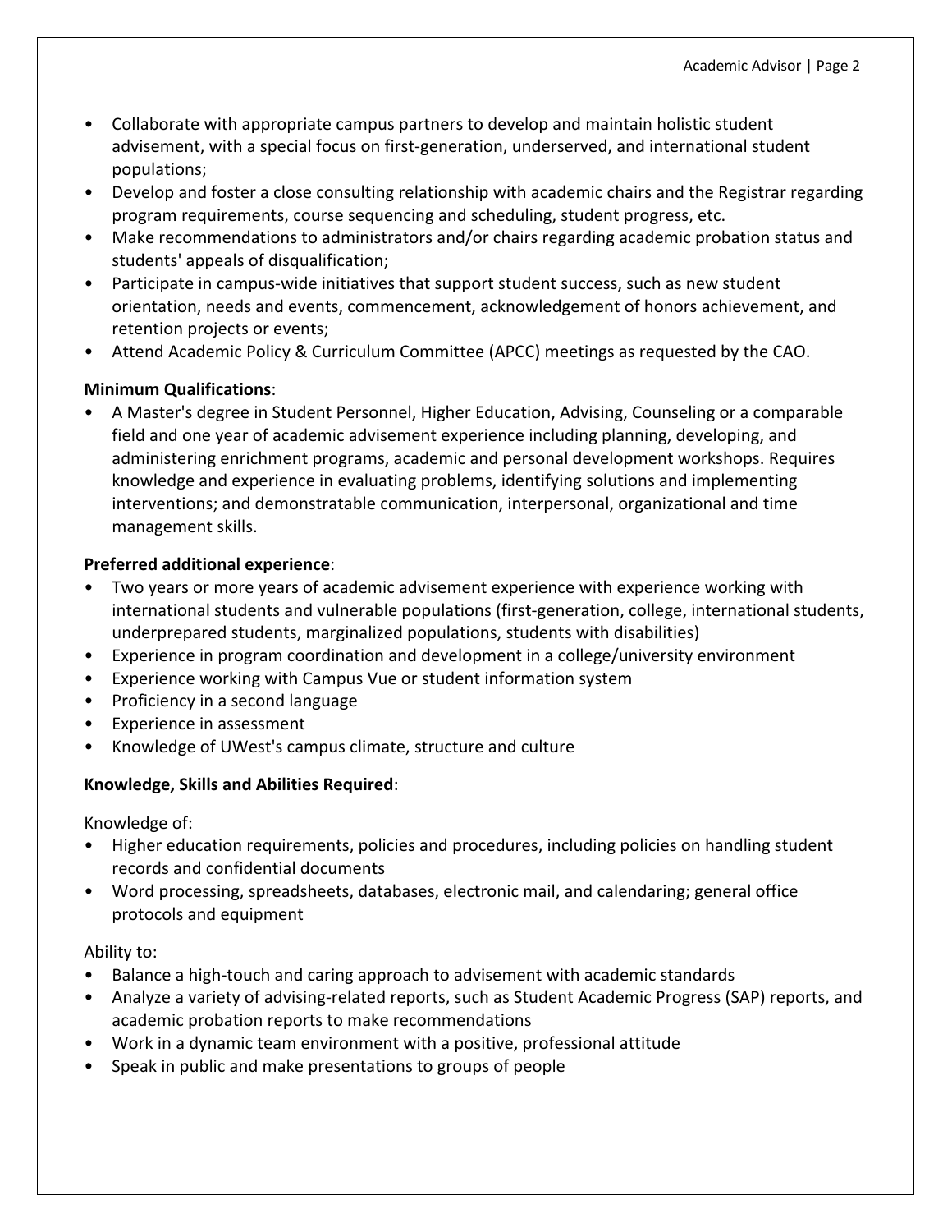- Collaborate with appropriate campus partners to develop and maintain holistic student advisement, with a special focus on first-generation, underserved, and international student populations;
- Develop and foster a close consulting relationship with academic chairs and the Registrar regarding program requirements, course sequencing and scheduling, student progress, etc.
- Make recommendations to administrators and/or chairs regarding academic probation status and students' appeals of disqualification;
- Participate in campus-wide initiatives that support student success, such as new student orientation, needs and events, commencement, acknowledgement of honors achievement, and retention projects or events;
- Attend Academic Policy & Curriculum Committee (APCC) meetings as requested by the CAO.

**Minimum Qualifications**:

- A Master's degree in Student Personnel, Higher Education, Advising, Counseling or a comparable field and one year of academic advisement experience including planning, developing, and administering enrichment programs, academic and personal development workshops. Requires knowledge and experience in evaluating problems, identifying solutions and implementing interventions; and demonstratable communication, interpersonal, organizational and time management skills.

**Preferred additional experience**:

- Two years or more years of academic advisement experience with experience working with international students and vulnerable populations (first-generation, college, international students, underprepared students, marginalized populations, students with disabilities)
- Experience in program coordination and development in a college/university environment
- Experience working with Campus Vue or student information system
- Proficiency in a second language
- Experience in assessment
- Knowledge of UWest's campus climate, structure and culture

**Knowledge, Skills and Abilities Required**:

Knowledge of:

- Higher education requirements, policies and procedures, including policies on handling student records and confidential documents
- Word processing, spreadsheets, databases, electronic mail, and calendaring; general office protocols and equipment

Ability to:

- Balance a high-touch and caring approach to advisement with academic standards
- Analyze a variety of advising-related reports, such as Student Academic Progress (SAP) reports, and academic probation reports to make recommendations
- Work in a dynamic team environment with a positive, professional attitude
- Speak in public and make presentations to groups of people